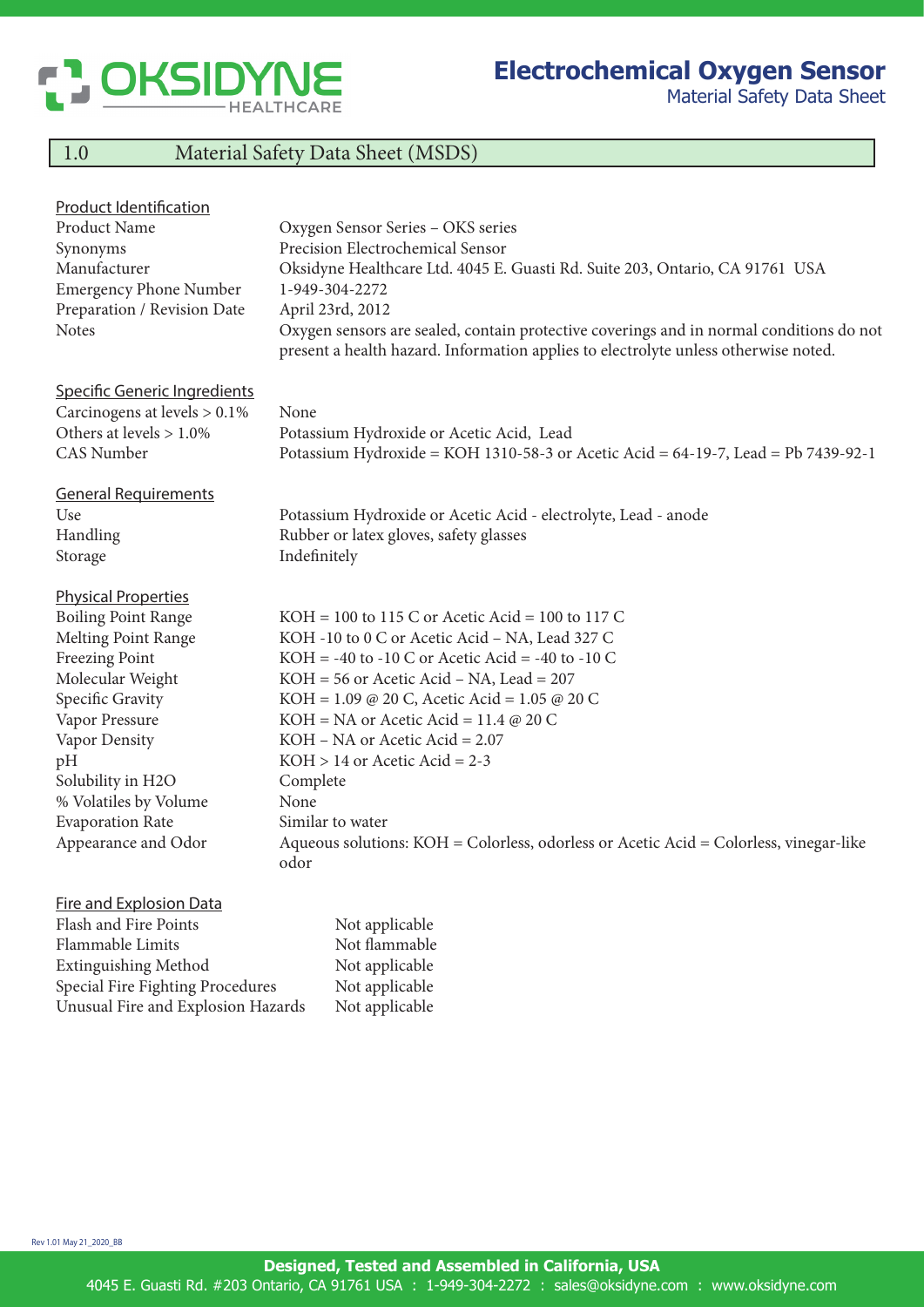# Electrochemical Oxygen Sensor

Material Safety Data Sheet

## 1.0 Material Safety Data Sheet (MSDS)

### Product Identification

| | |
|---|---|
| Product Name | Oxygen Sensor Series – OKS series |
| Synonyms | Precision Electrochemical Sensor |
| Manufacturer | Oksidyne Healthcare Ltd. 4045 E. Guasti Rd. Suite 203, Ontario, CA 91761 USA |
| Emergency Phone Number | 1-949-304-2272 |
| Preparation / Revision Date | April 23rd, 2012 |
| Notes | Oxygen sensors are sealed, contain protective coverings and in normal conditions do not present a health hazard. Information applies to electrolyte unless otherwise noted. |

### Specific Generic Ingredients

| | |
|---|---|
| Carcinogens at levels > 0.1% | None |
| Others at levels > 1.0% | Potassium Hydroxide or Acetic Acid, Lead |
| CAS Number | Potassium Hydroxide = KOH 1310-58-3 or Acetic Acid = 64-19-7, Lead = Pb 7439-92-1 |

### General Requirements

| | |
|---|---|
| Use | Potassium Hydroxide or Acetic Acid - electrolyte, Lead - anode |
| Handling | Rubber or latex gloves, safety glasses |
| Storage | Indefinitely |

### Physical Properties

| | |
|---|---|
| Boiling Point Range | KOH = 100 to 115 C or Acetic Acid = 100 to 117 C |
| Melting Point Range | KOH -10 to 0 C or Acetic Acid – NA, Lead 327 C |
| Freezing Point | KOH = -40 to -10 C or Acetic Acid = -40 to -10 C |
| Molecular Weight | KOH = 56 or Acetic Acid – NA, Lead = 207 |
| Specific Gravity | KOH = 1.09 @ 20 C, Acetic Acid = 1.05 @ 20 C |
| Vapor Pressure | KOH = NA or Acetic Acid = 11.4 @ 20 C |
| Vapor Density | KOH – NA or Acetic Acid = 2.07 |
| pH | KOH > 14 or Acetic Acid = 2-3 |
| Solubility in H2O | Complete |
| % Volatiles by Volume | None |
| Evaporation Rate | Similar to water |
| Appearance and Odor | Aqueous solutions: KOH = Colorless, odorless or Acetic Acid = Colorless, vinegar-like odor |

### Fire and Explosion Data

| | |
|---|---|
| Flash and Fire Points | Not applicable |
| Flammable Limits | Not flammable |
| Extinguishing Method | Not applicable |
| Special Fire Fighting Procedures | Not applicable |
| Unusual Fire and Explosion Hazards | Not applicable |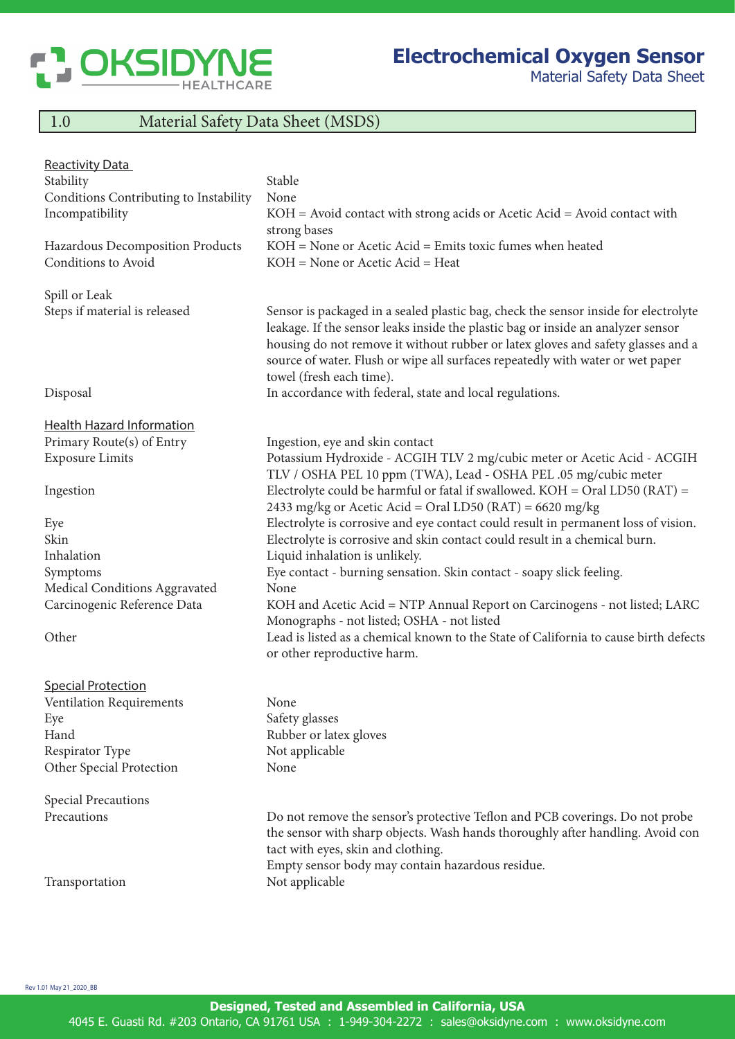## 1.0 Material Safety Data Sheet (MSDS)

| | |
|---|---|
| **Reactivity Data** | |
| Stability | Stable |
| Conditions Contributing to Instability | None |
| Incompatibility | KOH = Avoid contact with strong acids or Acetic Acid = Avoid contact with strong bases |
| Hazardous Decomposition Products | KOH = None or Acetic Acid = Emits toxic fumes when heated |
| Conditions to Avoid | KOH = None or Acetic Acid = Heat |
| Spill or Leak | |
| Steps if material is released | Sensor is packaged in a sealed plastic bag, check the sensor inside for electrolyte leakage. If the sensor leaks inside the plastic bag or inside an analyzer sensor housing do not remove it without rubber or latex gloves and safety glasses and a source of water. Flush or wipe all surfaces repeatedly with water or wet paper towel (fresh each time). |
| Disposal | In accordance with federal, state and local regulations. |
| **Health Hazard Information** | |
| Primary Route(s) of Entry | Ingestion, eye and skin contact |
| Exposure Limits | Potassium Hydroxide - ACGIH TLV 2 mg/cubic meter or Acetic Acid - ACGIH TLV / OSHA PEL 10 ppm (TWA), Lead - OSHA PEL .05 mg/cubic meter |
| Ingestion | Electrolyte could be harmful or fatal if swallowed. KOH = Oral LD50 (RAT) = 2433 mg/kg or Acetic Acid = Oral LD50 (RAT) = 6620 mg/kg |
| Eye | Electrolyte is corrosive and eye contact could result in permanent loss of vision. |
| Skin | Electrolyte is corrosive and skin contact could result in a chemical burn. |
| Inhalation | Liquid inhalation is unlikely. |
| Symptoms | Eye contact - burning sensation. Skin contact - soapy slick feeling. |
| Medical Conditions Aggravated | None |
| Carcinogenic Reference Data | KOH and Acetic Acid = NTP Annual Report on Carcinogens - not listed; LARC Monographs - not listed; OSHA - not listed |
| Other | Lead is listed as a chemical known to the State of California to cause birth defects or other reproductive harm. |
| **Special Protection** | |
| Ventilation Requirements | None |
| Eye | Safety glasses |
| Hand | Rubber or latex gloves |
| Respirator Type | Not applicable |
| Other Special Protection | None |
| Special Precautions | |
| Precautions | Do not remove the sensor's protective Teflon and PCB coverings. Do not probe the sensor with sharp objects. Wash hands thoroughly after handling. Avoid contact with eyes, skin and clothing.<br>Empty sensor body may contain hazardous residue. |
| Transportation | Not applicable |

Rev 1.01 May 21_2020_BB